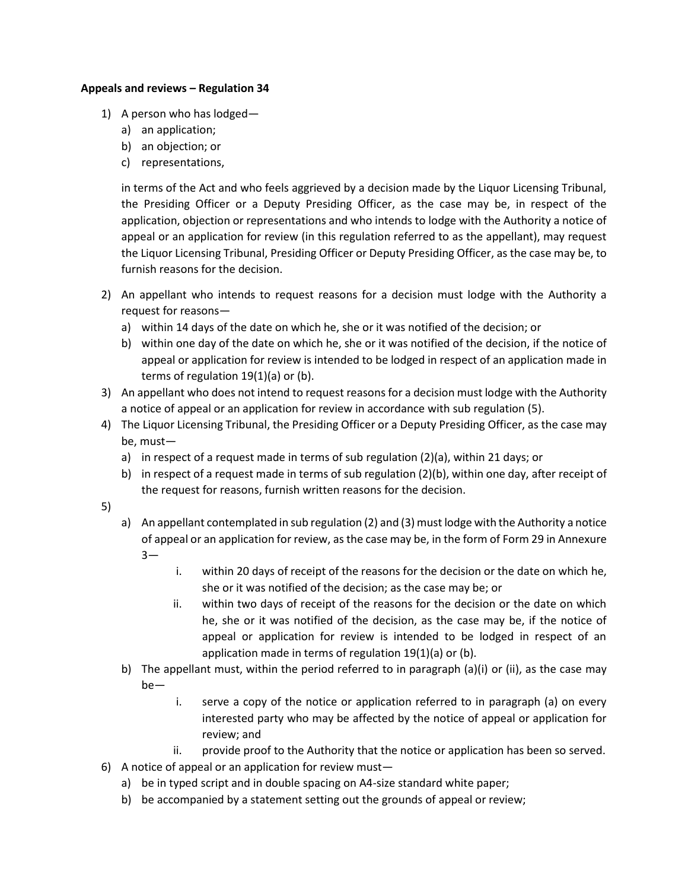**Appeals and reviews – Regulation 34**

1) A person who has lodged—
   a) an application;
   b) an objection; or
   c) representations,

   in terms of the Act and who feels aggrieved by a decision made by the Liquor Licensing Tribunal, the Presiding Officer or a Deputy Presiding Officer, as the case may be, in respect of the application, objection or representations and who intends to lodge with the Authority a notice of appeal or an application for review (in this regulation referred to as the appellant), may request the Liquor Licensing Tribunal, Presiding Officer or Deputy Presiding Officer, as the case may be, to furnish reasons for the decision.

2) An appellant who intends to request reasons for a decision must lodge with the Authority a request for reasons—
   a) within 14 days of the date on which he, she or it was notified of the decision; or
   b) within one day of the date on which he, she or it was notified of the decision, if the notice of appeal or application for review is intended to be lodged in respect of an application made in terms of regulation 19(1)(a) or (b).
3) An appellant who does not intend to request reasons for a decision must lodge with the Authority a notice of appeal or an application for review in accordance with sub regulation (5).
4) The Liquor Licensing Tribunal, the Presiding Officer or a Deputy Presiding Officer, as the case may be, must—
   a) in respect of a request made in terms of sub regulation (2)(a), within 21 days; or
   b) in respect of a request made in terms of sub regulation (2)(b), within one day, after receipt of the request for reasons, furnish written reasons for the decision.
5)
   a) An appellant contemplated in sub regulation (2) and (3) must lodge with the Authority a notice of appeal or an application for review, as the case may be, in the form of Form 29 in Annexure 3—
      i. within 20 days of receipt of the reasons for the decision or the date on which he, she or it was notified of the decision; as the case may be; or
      ii. within two days of receipt of the reasons for the decision or the date on which he, she or it was notified of the decision, as the case may be, if the notice of appeal or application for review is intended to be lodged in respect of an application made in terms of regulation 19(1)(a) or (b).
   b) The appellant must, within the period referred to in paragraph (a)(i) or (ii), as the case may be—
      i. serve a copy of the notice or application referred to in paragraph (a) on every interested party who may be affected by the notice of appeal or application for review; and
      ii. provide proof to the Authority that the notice or application has been so served.
6) A notice of appeal or an application for review must—
   a) be in typed script and in double spacing on A4-size standard white paper;
   b) be accompanied by a statement setting out the grounds of appeal or review;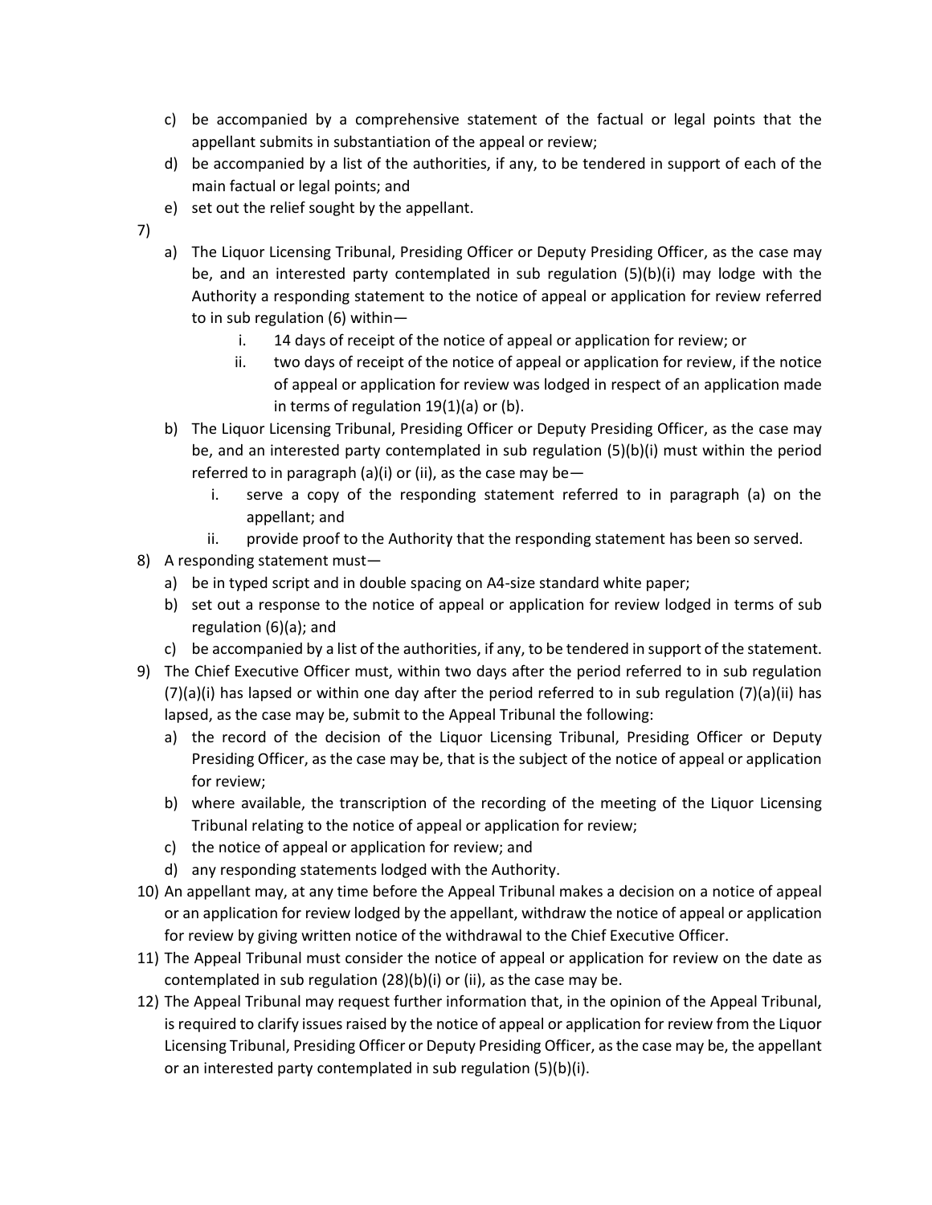c) be accompanied by a comprehensive statement of the factual or legal points that the appellant submits in substantiation of the appeal or review;
d) be accompanied by a list of the authorities, if any, to be tendered in support of each of the main factual or legal points; and
e) set out the relief sought by the appellant.

7)
a) The Liquor Licensing Tribunal, Presiding Officer or Deputy Presiding Officer, as the case may be, and an interested party contemplated in sub regulation (5)(b)(i) may lodge with the Authority a responding statement to the notice of appeal or application for review referred to in sub regulation (6) within—
   i. 14 days of receipt of the notice of appeal or application for review; or
   ii. two days of receipt of the notice of appeal or application for review, if the notice of appeal or application for review was lodged in respect of an application made in terms of regulation 19(1)(a) or (b).
b) The Liquor Licensing Tribunal, Presiding Officer or Deputy Presiding Officer, as the case may be, and an interested party contemplated in sub regulation (5)(b)(i) must within the period referred to in paragraph (a)(i) or (ii), as the case may be—
   i. serve a copy of the responding statement referred to in paragraph (a) on the appellant; and
   ii. provide proof to the Authority that the responding statement has been so served.

8) A responding statement must—
a) be in typed script and in double spacing on A4-size standard white paper;
b) set out a response to the notice of appeal or application for review lodged in terms of sub regulation (6)(a); and
c) be accompanied by a list of the authorities, if any, to be tendered in support of the statement.

9) The Chief Executive Officer must, within two days after the period referred to in sub regulation (7)(a)(i) has lapsed or within one day after the period referred to in sub regulation (7)(a)(ii) has lapsed, as the case may be, submit to the Appeal Tribunal the following:
a) the record of the decision of the Liquor Licensing Tribunal, Presiding Officer or Deputy Presiding Officer, as the case may be, that is the subject of the notice of appeal or application for review;
b) where available, the transcription of the recording of the meeting of the Liquor Licensing Tribunal relating to the notice of appeal or application for review;
c) the notice of appeal or application for review; and
d) any responding statements lodged with the Authority.

10) An appellant may, at any time before the Appeal Tribunal makes a decision on a notice of appeal or an application for review lodged by the appellant, withdraw the notice of appeal or application for review by giving written notice of the withdrawal to the Chief Executive Officer.

11) The Appeal Tribunal must consider the notice of appeal or application for review on the date as contemplated in sub regulation (28)(b)(i) or (ii), as the case may be.

12) The Appeal Tribunal may request further information that, in the opinion of the Appeal Tribunal, is required to clarify issues raised by the notice of appeal or application for review from the Liquor Licensing Tribunal, Presiding Officer or Deputy Presiding Officer, as the case may be, the appellant or an interested party contemplated in sub regulation (5)(b)(i).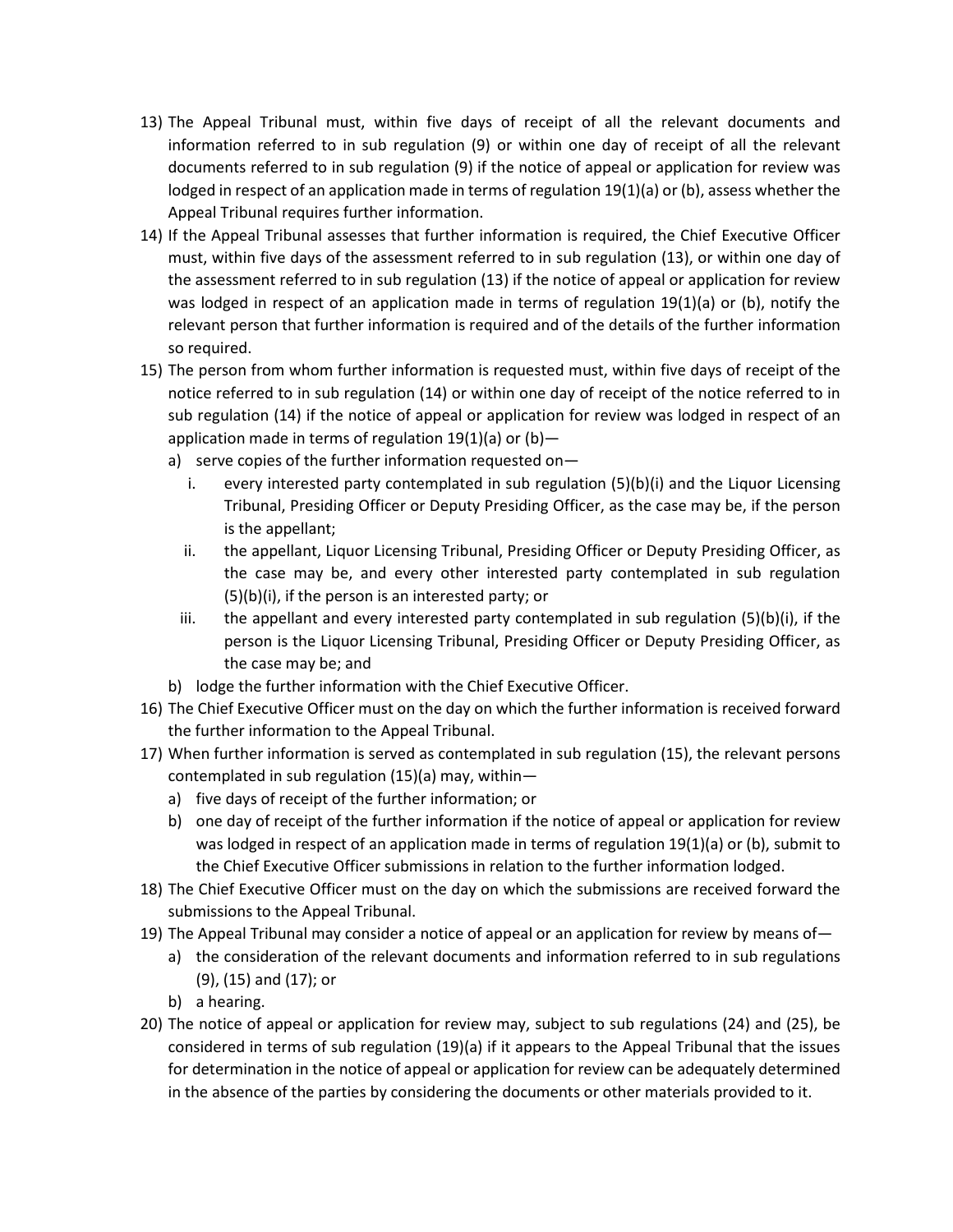13) The Appeal Tribunal must, within five days of receipt of all the relevant documents and information referred to in sub regulation (9) or within one day of receipt of all the relevant documents referred to in sub regulation (9) if the notice of appeal or application for review was lodged in respect of an application made in terms of regulation 19(1)(a) or (b), assess whether the Appeal Tribunal requires further information.
14) If the Appeal Tribunal assesses that further information is required, the Chief Executive Officer must, within five days of the assessment referred to in sub regulation (13), or within one day of the assessment referred to in sub regulation (13) if the notice of appeal or application for review was lodged in respect of an application made in terms of regulation 19(1)(a) or (b), notify the relevant person that further information is required and of the details of the further information so required.
15) The person from whom further information is requested must, within five days of receipt of the notice referred to in sub regulation (14) or within one day of receipt of the notice referred to in sub regulation (14) if the notice of appeal or application for review was lodged in respect of an application made in terms of regulation 19(1)(a) or (b)—
    a) serve copies of the further information requested on—
        i. every interested party contemplated in sub regulation (5)(b)(i) and the Liquor Licensing Tribunal, Presiding Officer or Deputy Presiding Officer, as the case may be, if the person is the appellant;
        ii. the appellant, Liquor Licensing Tribunal, Presiding Officer or Deputy Presiding Officer, as the case may be, and every other interested party contemplated in sub regulation (5)(b)(i), if the person is an interested party; or
        iii. the appellant and every interested party contemplated in sub regulation (5)(b)(i), if the person is the Liquor Licensing Tribunal, Presiding Officer or Deputy Presiding Officer, as the case may be; and
    b) lodge the further information with the Chief Executive Officer.
16) The Chief Executive Officer must on the day on which the further information is received forward the further information to the Appeal Tribunal.
17) When further information is served as contemplated in sub regulation (15), the relevant persons contemplated in sub regulation (15)(a) may, within—
    a) five days of receipt of the further information; or
    b) one day of receipt of the further information if the notice of appeal or application for review was lodged in respect of an application made in terms of regulation 19(1)(a) or (b), submit to the Chief Executive Officer submissions in relation to the further information lodged.
18) The Chief Executive Officer must on the day on which the submissions are received forward the submissions to the Appeal Tribunal.
19) The Appeal Tribunal may consider a notice of appeal or an application for review by means of—
    a) the consideration of the relevant documents and information referred to in sub regulations (9), (15) and (17); or
    b) a hearing.
20) The notice of appeal or application for review may, subject to sub regulations (24) and (25), be considered in terms of sub regulation (19)(a) if it appears to the Appeal Tribunal that the issues for determination in the notice of appeal or application for review can be adequately determined in the absence of the parties by considering the documents or other materials provided to it.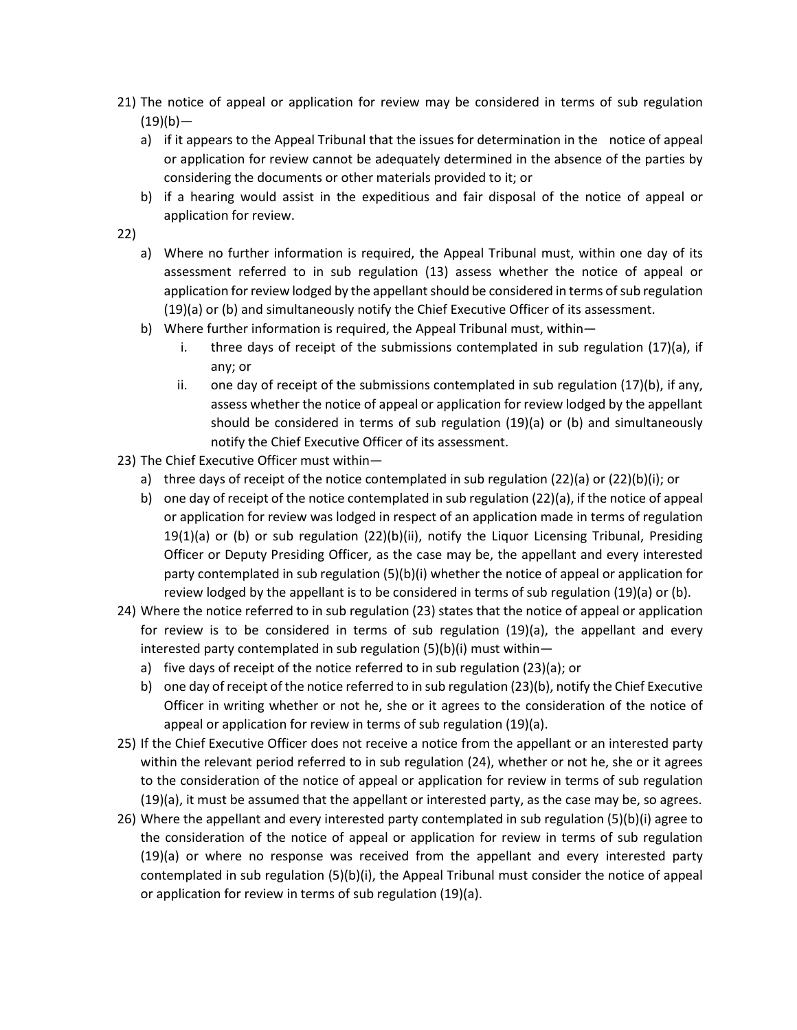21) The notice of appeal or application for review may be considered in terms of sub regulation (19)(b)—
    a) if it appears to the Appeal Tribunal that the issues for determination in the notice of appeal or application for review cannot be adequately determined in the absence of the parties by considering the documents or other materials provided to it; or
    b) if a hearing would assist in the expeditious and fair disposal of the notice of appeal or application for review.
22)
    a) Where no further information is required, the Appeal Tribunal must, within one day of its assessment referred to in sub regulation (13) assess whether the notice of appeal or application for review lodged by the appellant should be considered in terms of sub regulation (19)(a) or (b) and simultaneously notify the Chief Executive Officer of its assessment.
    b) Where further information is required, the Appeal Tribunal must, within—
        i. three days of receipt of the submissions contemplated in sub regulation (17)(a), if any; or
        ii. one day of receipt of the submissions contemplated in sub regulation (17)(b), if any, assess whether the notice of appeal or application for review lodged by the appellant should be considered in terms of sub regulation (19)(a) or (b) and simultaneously notify the Chief Executive Officer of its assessment.
23) The Chief Executive Officer must within—
    a) three days of receipt of the notice contemplated in sub regulation (22)(a) or (22)(b)(i); or
    b) one day of receipt of the notice contemplated in sub regulation (22)(a), if the notice of appeal or application for review was lodged in respect of an application made in terms of regulation 19(1)(a) or (b) or sub regulation (22)(b)(ii), notify the Liquor Licensing Tribunal, Presiding Officer or Deputy Presiding Officer, as the case may be, the appellant and every interested party contemplated in sub regulation (5)(b)(i) whether the notice of appeal or application for review lodged by the appellant is to be considered in terms of sub regulation (19)(a) or (b).
24) Where the notice referred to in sub regulation (23) states that the notice of appeal or application for review is to be considered in terms of sub regulation (19)(a), the appellant and every interested party contemplated in sub regulation (5)(b)(i) must within—
    a) five days of receipt of the notice referred to in sub regulation (23)(a); or
    b) one day of receipt of the notice referred to in sub regulation (23)(b), notify the Chief Executive Officer in writing whether or not he, she or it agrees to the consideration of the notice of appeal or application for review in terms of sub regulation (19)(a).
25) If the Chief Executive Officer does not receive a notice from the appellant or an interested party within the relevant period referred to in sub regulation (24), whether or not he, she or it agrees to the consideration of the notice of appeal or application for review in terms of sub regulation (19)(a), it must be assumed that the appellant or interested party, as the case may be, so agrees.
26) Where the appellant and every interested party contemplated in sub regulation (5)(b)(i) agree to the consideration of the notice of appeal or application for review in terms of sub regulation (19)(a) or where no response was received from the appellant and every interested party contemplated in sub regulation (5)(b)(i), the Appeal Tribunal must consider the notice of appeal or application for review in terms of sub regulation (19)(a).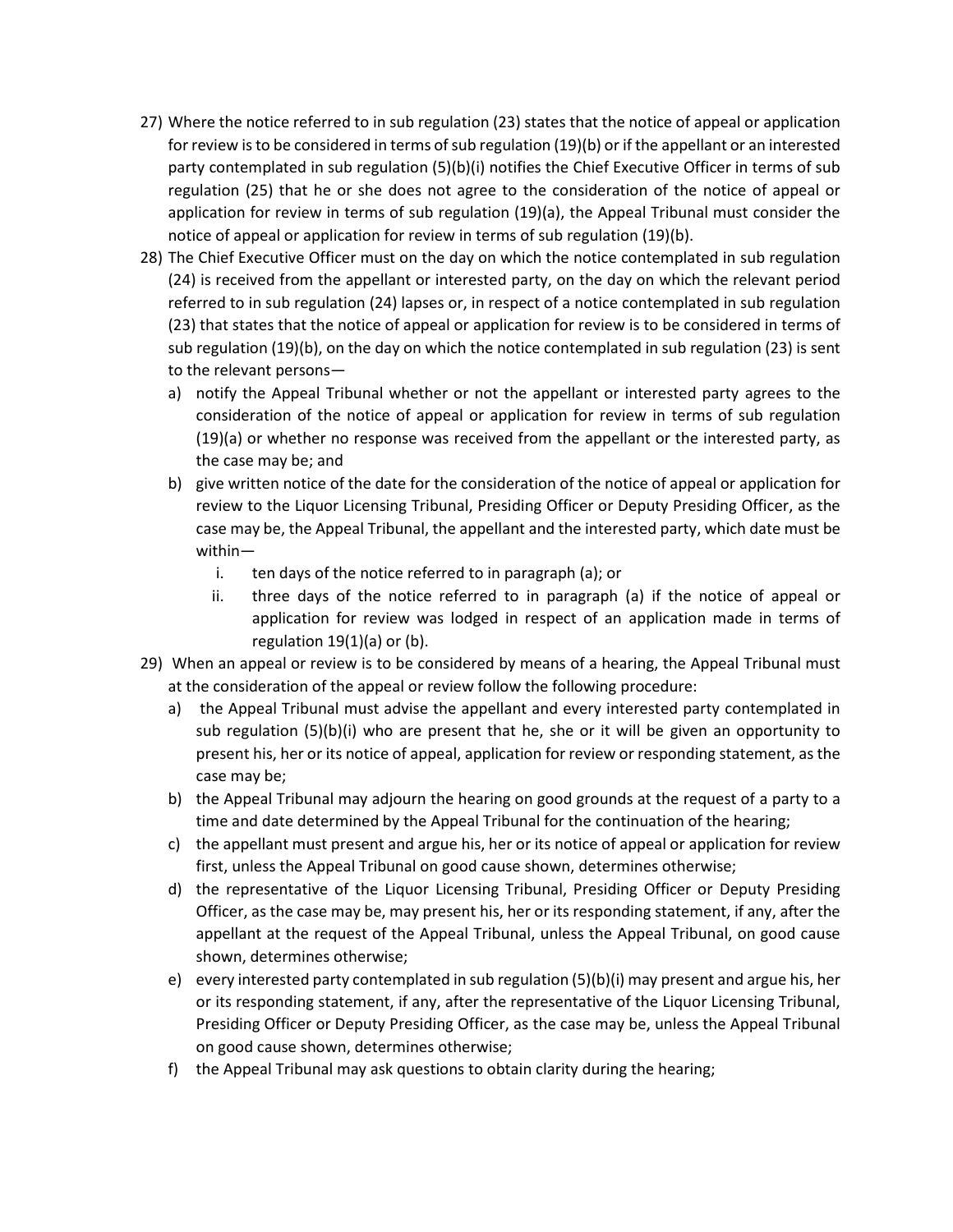27) Where the notice referred to in sub regulation (23) states that the notice of appeal or application for review is to be considered in terms of sub regulation (19)(b) or if the appellant or an interested party contemplated in sub regulation (5)(b)(i) notifies the Chief Executive Officer in terms of sub regulation (25) that he or she does not agree to the consideration of the notice of appeal or application for review in terms of sub regulation (19)(a), the Appeal Tribunal must consider the notice of appeal or application for review in terms of sub regulation (19)(b).

28) The Chief Executive Officer must on the day on which the notice contemplated in sub regulation (24) is received from the appellant or interested party, on the day on which the relevant period referred to in sub regulation (24) lapses or, in respect of a notice contemplated in sub regulation (23) that states that the notice of appeal or application for review is to be considered in terms of sub regulation (19)(b), on the day on which the notice contemplated in sub regulation (23) is sent to the relevant persons—
   a) notify the Appeal Tribunal whether or not the appellant or interested party agrees to the consideration of the notice of appeal or application for review in terms of sub regulation (19)(a) or whether no response was received from the appellant or the interested party, as the case may be; and
   b) give written notice of the date for the consideration of the notice of appeal or application for review to the Liquor Licensing Tribunal, Presiding Officer or Deputy Presiding Officer, as the case may be, the Appeal Tribunal, the appellant and the interested party, which date must be within—
      i. ten days of the notice referred to in paragraph (a); or
      ii. three days of the notice referred to in paragraph (a) if the notice of appeal or application for review was lodged in respect of an application made in terms of regulation 19(1)(a) or (b).

29) When an appeal or review is to be considered by means of a hearing, the Appeal Tribunal must at the consideration of the appeal or review follow the following procedure:
   a) the Appeal Tribunal must advise the appellant and every interested party contemplated in sub regulation (5)(b)(i) who are present that he, she or it will be given an opportunity to present his, her or its notice of appeal, application for review or responding statement, as the case may be;
   b) the Appeal Tribunal may adjourn the hearing on good grounds at the request of a party to a time and date determined by the Appeal Tribunal for the continuation of the hearing;
   c) the appellant must present and argue his, her or its notice of appeal or application for review first, unless the Appeal Tribunal on good cause shown, determines otherwise;
   d) the representative of the Liquor Licensing Tribunal, Presiding Officer or Deputy Presiding Officer, as the case may be, may present his, her or its responding statement, if any, after the appellant at the request of the Appeal Tribunal, unless the Appeal Tribunal, on good cause shown, determines otherwise;
   e) every interested party contemplated in sub regulation (5)(b)(i) may present and argue his, her or its responding statement, if any, after the representative of the Liquor Licensing Tribunal, Presiding Officer or Deputy Presiding Officer, as the case may be, unless the Appeal Tribunal on good cause shown, determines otherwise;
   f) the Appeal Tribunal may ask questions to obtain clarity during the hearing;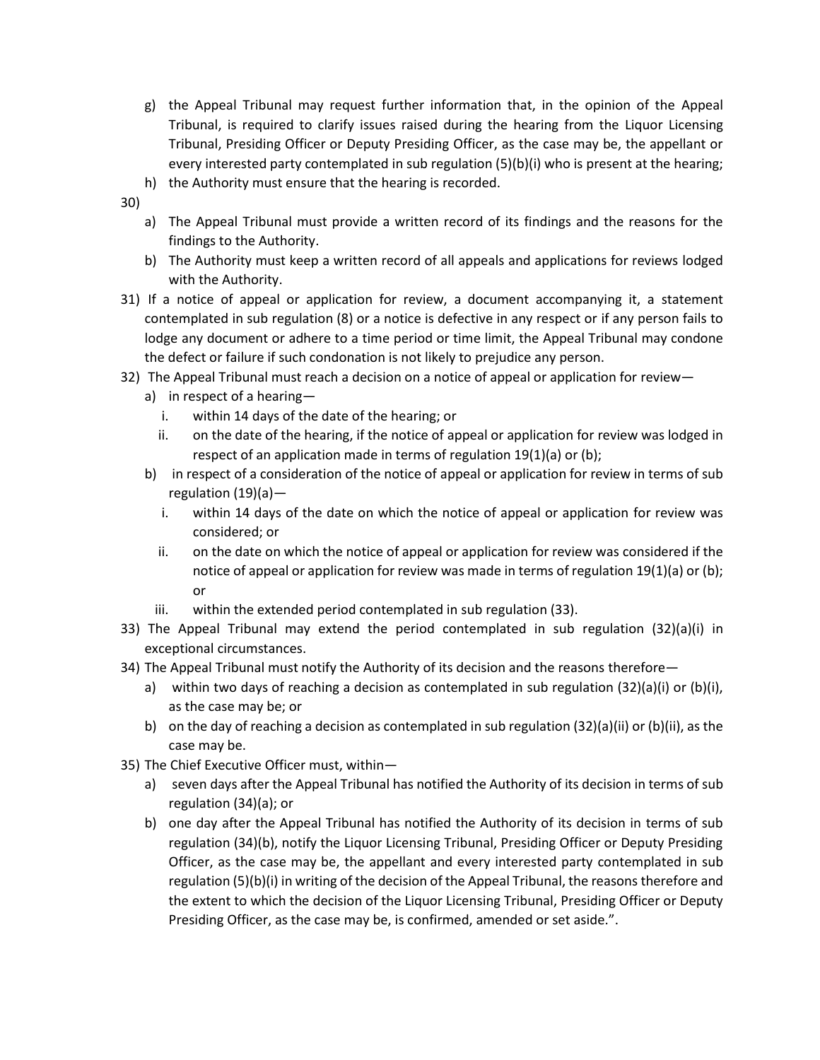g) the Appeal Tribunal may request further information that, in the opinion of the Appeal Tribunal, is required to clarify issues raised during the hearing from the Liquor Licensing Tribunal, Presiding Officer or Deputy Presiding Officer, as the case may be, the appellant or every interested party contemplated in sub regulation (5)(b)(i) who is present at the hearing;

h) the Authority must ensure that the hearing is recorded.

30)

a) The Appeal Tribunal must provide a written record of its findings and the reasons for the findings to the Authority.

b) The Authority must keep a written record of all appeals and applications for reviews lodged with the Authority.

31) If a notice of appeal or application for review, a document accompanying it, a statement contemplated in sub regulation (8) or a notice is defective in any respect or if any person fails to lodge any document or adhere to a time period or time limit, the Appeal Tribunal may condone the defect or failure if such condonation is not likely to prejudice any person.

32) The Appeal Tribunal must reach a decision on a notice of appeal or application for review—

a) in respect of a hearing—

i. within 14 days of the date of the hearing; or

ii. on the date of the hearing, if the notice of appeal or application for review was lodged in respect of an application made in terms of regulation 19(1)(a) or (b);

b) in respect of a consideration of the notice of appeal or application for review in terms of sub regulation (19)(a)—

i. within 14 days of the date on which the notice of appeal or application for review was considered; or

ii. on the date on which the notice of appeal or application for review was considered if the notice of appeal or application for review was made in terms of regulation 19(1)(a) or (b); or

iii. within the extended period contemplated in sub regulation (33).

33) The Appeal Tribunal may extend the period contemplated in sub regulation (32)(a)(i) in exceptional circumstances.

34) The Appeal Tribunal must notify the Authority of its decision and the reasons therefore—

a) within two days of reaching a decision as contemplated in sub regulation (32)(a)(i) or (b)(i), as the case may be; or

b) on the day of reaching a decision as contemplated in sub regulation (32)(a)(ii) or (b)(ii), as the case may be.

35) The Chief Executive Officer must, within—

a) seven days after the Appeal Tribunal has notified the Authority of its decision in terms of sub regulation (34)(a); or

b) one day after the Appeal Tribunal has notified the Authority of its decision in terms of sub regulation (34)(b), notify the Liquor Licensing Tribunal, Presiding Officer or Deputy Presiding Officer, as the case may be, the appellant and every interested party contemplated in sub regulation (5)(b)(i) in writing of the decision of the Appeal Tribunal, the reasons therefore and the extent to which the decision of the Liquor Licensing Tribunal, Presiding Officer or Deputy Presiding Officer, as the case may be, is confirmed, amended or set aside.".